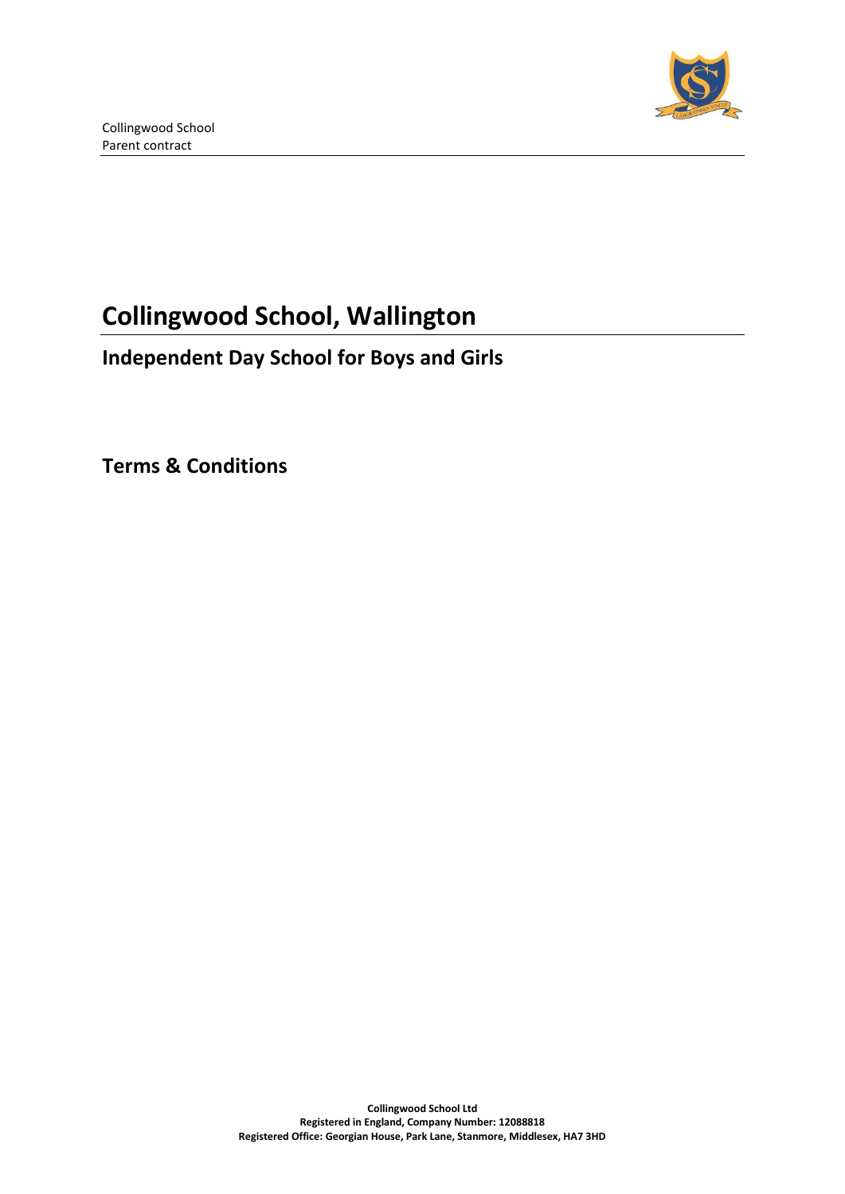# Collingwood School, Wallington

## Independent Day School for Boys and Girls

## Terms & Conditions

**Collingwood School Ltd**
**Registered in England, Company Number: 12088818**
**Registered Office: Georgian House, Park Lane, Stanmore, Middlesex, HA7 3HD**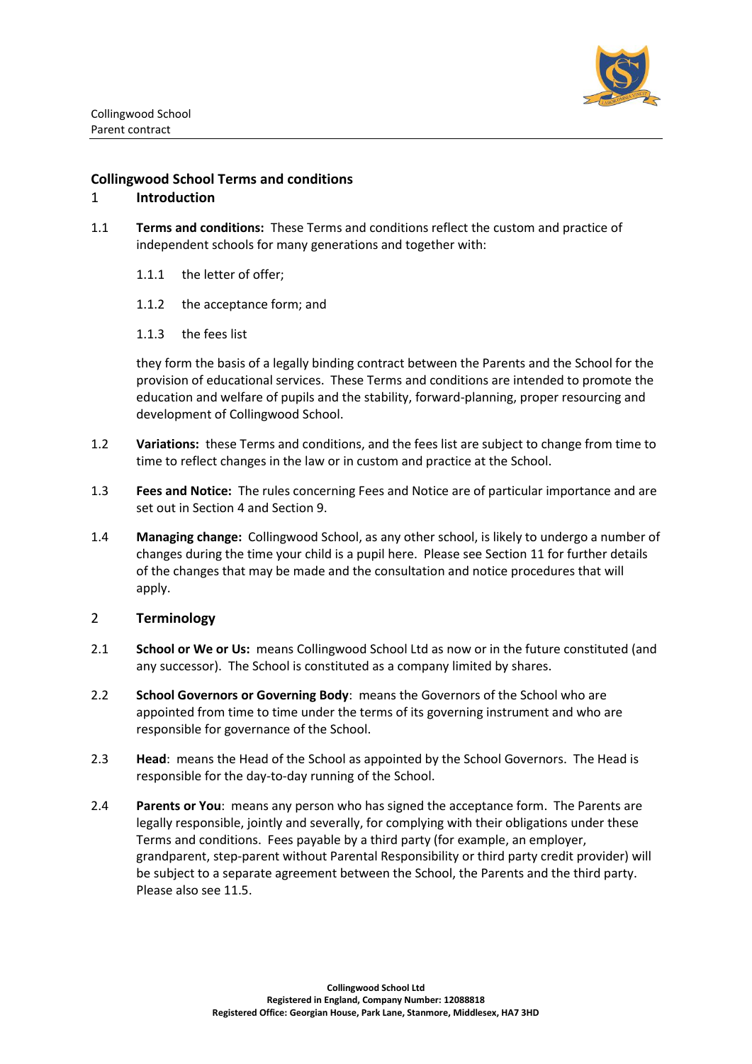## Collingwood School Terms and conditions

### 1 Introduction

1.1 **Terms and conditions:** These Terms and conditions reflect the custom and practice of independent schools for many generations and together with:

1.1.1 the letter of offer;

1.1.2 the acceptance form; and

1.1.3 the fees list

they form the basis of a legally binding contract between the Parents and the School for the provision of educational services. These Terms and conditions are intended to promote the education and welfare of pupils and the stability, forward-planning, proper resourcing and development of Collingwood School.

1.2 **Variations:** these Terms and conditions, and the fees list are subject to change from time to time to reflect changes in the law or in custom and practice at the School.

1.3 **Fees and Notice:** The rules concerning Fees and Notice are of particular importance and are set out in Section 4 and Section 9.

1.4 **Managing change:** Collingwood School, as any other school, is likely to undergo a number of changes during the time your child is a pupil here. Please see Section 11 for further details of the changes that may be made and the consultation and notice procedures that will apply.

### 2 Terminology

2.1 **School or We or Us:** means Collingwood School Ltd as now or in the future constituted (and any successor). The School is constituted as a company limited by shares.

2.2 **School Governors or Governing Body**: means the Governors of the School who are appointed from time to time under the terms of its governing instrument and who are responsible for governance of the School.

2.3 **Head**: means the Head of the School as appointed by the School Governors. The Head is responsible for the day-to-day running of the School.

2.4 **Parents or You**: means any person who has signed the acceptance form. The Parents are legally responsible, jointly and severally, for complying with their obligations under these Terms and conditions. Fees payable by a third party (for example, an employer, grandparent, step-parent without Parental Responsibility or third party credit provider) will be subject to a separate agreement between the School, the Parents and the third party. Please also see 11.5.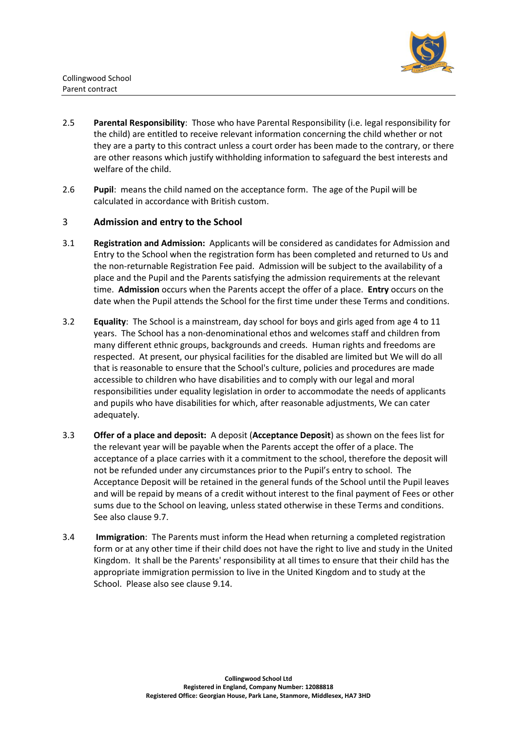2.5 **Parental Responsibility**: Those who have Parental Responsibility (i.e. legal responsibility for the child) are entitled to receive relevant information concerning the child whether or not they are a party to this contract unless a court order has been made to the contrary, or there are other reasons which justify withholding information to safeguard the best interests and welfare of the child.

2.6 **Pupil**: means the child named on the acceptance form. The age of the Pupil will be calculated in accordance with British custom.

## 3 Admission and entry to the School

3.1 **Registration and Admission:** Applicants will be considered as candidates for Admission and Entry to the School when the registration form has been completed and returned to Us and the non-returnable Registration Fee paid. Admission will be subject to the availability of a place and the Pupil and the Parents satisfying the admission requirements at the relevant time. **Admission** occurs when the Parents accept the offer of a place. **Entry** occurs on the date when the Pupil attends the School for the first time under these Terms and conditions.

3.2 **Equality**: The School is a mainstream, day school for boys and girls aged from age 4 to 11 years. The School has a non-denominational ethos and welcomes staff and children from many different ethnic groups, backgrounds and creeds. Human rights and freedoms are respected. At present, our physical facilities for the disabled are limited but We will do all that is reasonable to ensure that the School's culture, policies and procedures are made accessible to children who have disabilities and to comply with our legal and moral responsibilities under equality legislation in order to accommodate the needs of applicants and pupils who have disabilities for which, after reasonable adjustments, We can cater adequately.

3.3 **Offer of a place and deposit:** A deposit (**Acceptance Deposit**) as shown on the fees list for the relevant year will be payable when the Parents accept the offer of a place. The acceptance of a place carries with it a commitment to the school, therefore the deposit will not be refunded under any circumstances prior to the Pupil's entry to school. The Acceptance Deposit will be retained in the general funds of the School until the Pupil leaves and will be repaid by means of a credit without interest to the final payment of Fees or other sums due to the School on leaving, unless stated otherwise in these Terms and conditions. See also clause 9.7.

3.4 **Immigration**: The Parents must inform the Head when returning a completed registration form or at any other time if their child does not have the right to live and study in the United Kingdom. It shall be the Parents' responsibility at all times to ensure that their child has the appropriate immigration permission to live in the United Kingdom and to study at the School. Please also see clause 9.14.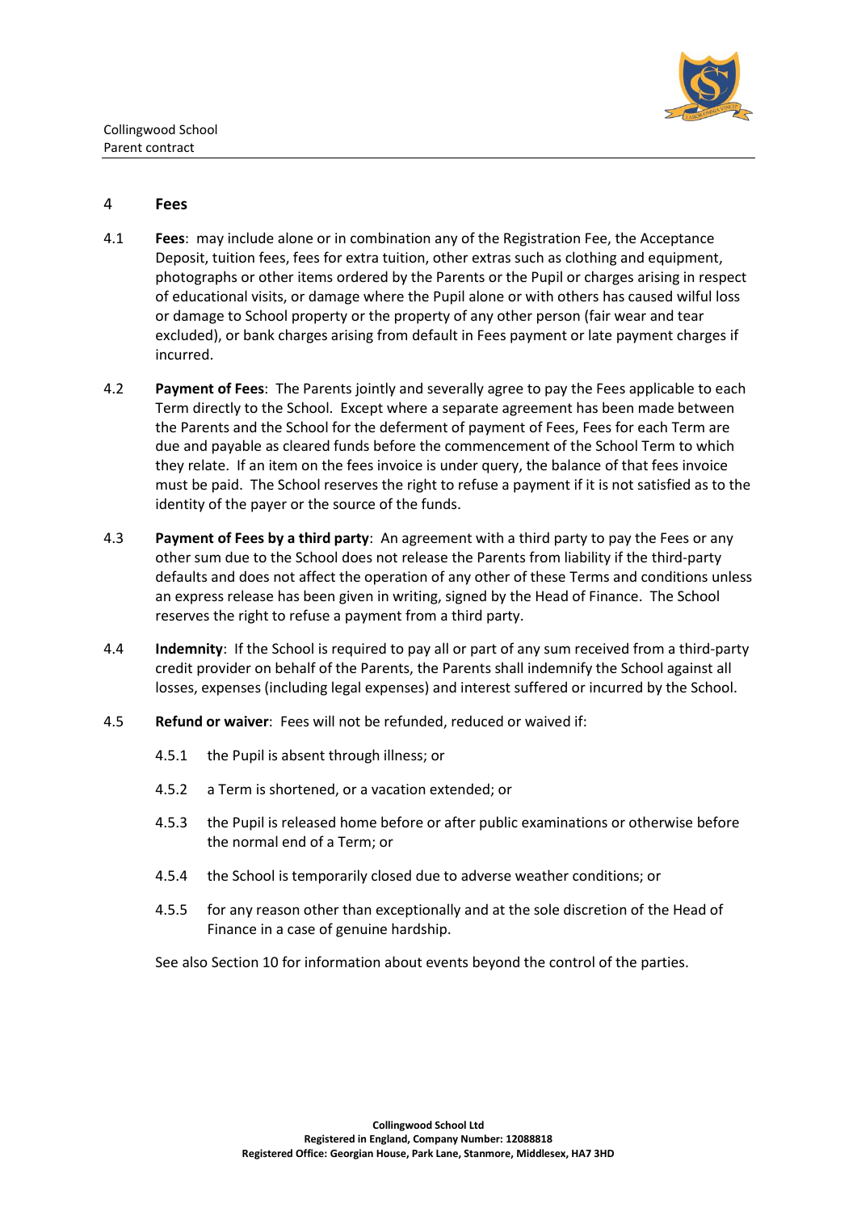## 4 Fees

4.1 **Fees**: may include alone or in combination any of the Registration Fee, the Acceptance Deposit, tuition fees, fees for extra tuition, other extras such as clothing and equipment, photographs or other items ordered by the Parents or the Pupil or charges arising in respect of educational visits, or damage where the Pupil alone or with others has caused wilful loss or damage to School property or the property of any other person (fair wear and tear excluded), or bank charges arising from default in Fees payment or late payment charges if incurred.

4.2 **Payment of Fees**: The Parents jointly and severally agree to pay the Fees applicable to each Term directly to the School. Except where a separate agreement has been made between the Parents and the School for the deferment of payment of Fees, Fees for each Term are due and payable as cleared funds before the commencement of the School Term to which they relate. If an item on the fees invoice is under query, the balance of that fees invoice must be paid. The School reserves the right to refuse a payment if it is not satisfied as to the identity of the payer or the source of the funds.

4.3 **Payment of Fees by a third party**: An agreement with a third party to pay the Fees or any other sum due to the School does not release the Parents from liability if the third-party defaults and does not affect the operation of any other of these Terms and conditions unless an express release has been given in writing, signed by the Head of Finance. The School reserves the right to refuse a payment from a third party.

4.4 **Indemnity**: If the School is required to pay all or part of any sum received from a third-party credit provider on behalf of the Parents, the Parents shall indemnify the School against all losses, expenses (including legal expenses) and interest suffered or incurred by the School.

4.5 **Refund or waiver**: Fees will not be refunded, reduced or waived if:

4.5.1 the Pupil is absent through illness; or

4.5.2 a Term is shortened, or a vacation extended; or

4.5.3 the Pupil is released home before or after public examinations or otherwise before the normal end of a Term; or

4.5.4 the School is temporarily closed due to adverse weather conditions; or

4.5.5 for any reason other than exceptionally and at the sole discretion of the Head of Finance in a case of genuine hardship.

See also Section 10 for information about events beyond the control of the parties.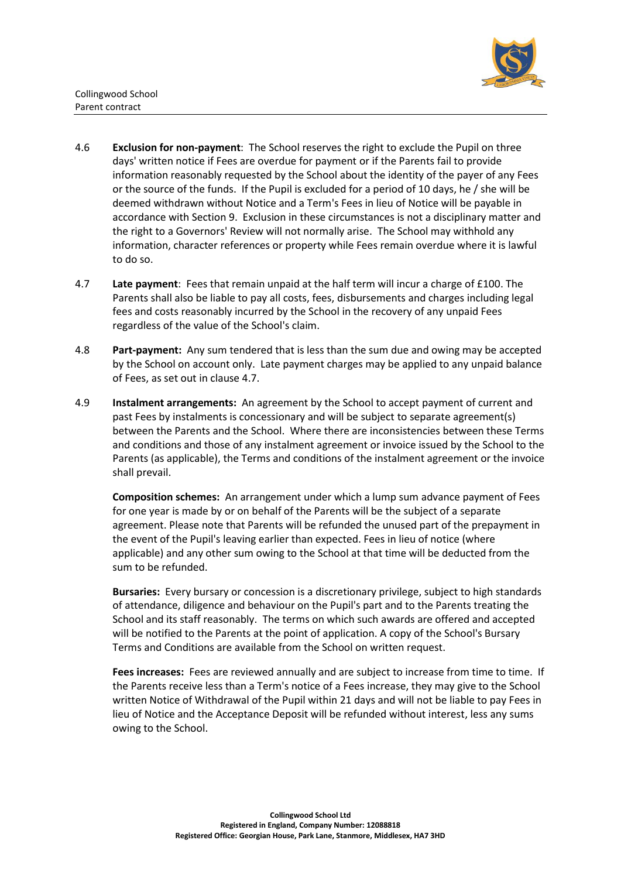4.6 **Exclusion for non-payment**: The School reserves the right to exclude the Pupil on three days' written notice if Fees are overdue for payment or if the Parents fail to provide information reasonably requested by the School about the identity of the payer of any Fees or the source of the funds. If the Pupil is excluded for a period of 10 days, he / she will be deemed withdrawn without Notice and a Term's Fees in lieu of Notice will be payable in accordance with Section 9. Exclusion in these circumstances is not a disciplinary matter and the right to a Governors' Review will not normally arise. The School may withhold any information, character references or property while Fees remain overdue where it is lawful to do so.

4.7 **Late payment**: Fees that remain unpaid at the half term will incur a charge of £100. The Parents shall also be liable to pay all costs, fees, disbursements and charges including legal fees and costs reasonably incurred by the School in the recovery of any unpaid Fees regardless of the value of the School's claim.

4.8 **Part-payment:** Any sum tendered that is less than the sum due and owing may be accepted by the School on account only. Late payment charges may be applied to any unpaid balance of Fees, as set out in clause 4.7.

4.9 **Instalment arrangements:** An agreement by the School to accept payment of current and past Fees by instalments is concessionary and will be subject to separate agreement(s) between the Parents and the School. Where there are inconsistencies between these Terms and conditions and those of any instalment agreement or invoice issued by the School to the Parents (as applicable), the Terms and conditions of the instalment agreement or the invoice shall prevail.

**Composition schemes:** An arrangement under which a lump sum advance payment of Fees for one year is made by or on behalf of the Parents will be the subject of a separate agreement. Please note that Parents will be refunded the unused part of the prepayment in the event of the Pupil's leaving earlier than expected. Fees in lieu of notice (where applicable) and any other sum owing to the School at that time will be deducted from the sum to be refunded.

**Bursaries:** Every bursary or concession is a discretionary privilege, subject to high standards of attendance, diligence and behaviour on the Pupil's part and to the Parents treating the School and its staff reasonably. The terms on which such awards are offered and accepted will be notified to the Parents at the point of application. A copy of the School's Bursary Terms and Conditions are available from the School on written request.

**Fees increases:** Fees are reviewed annually and are subject to increase from time to time. If the Parents receive less than a Term's notice of a Fees increase, they may give to the School written Notice of Withdrawal of the Pupil within 21 days and will not be liable to pay Fees in lieu of Notice and the Acceptance Deposit will be refunded without interest, less any sums owing to the School.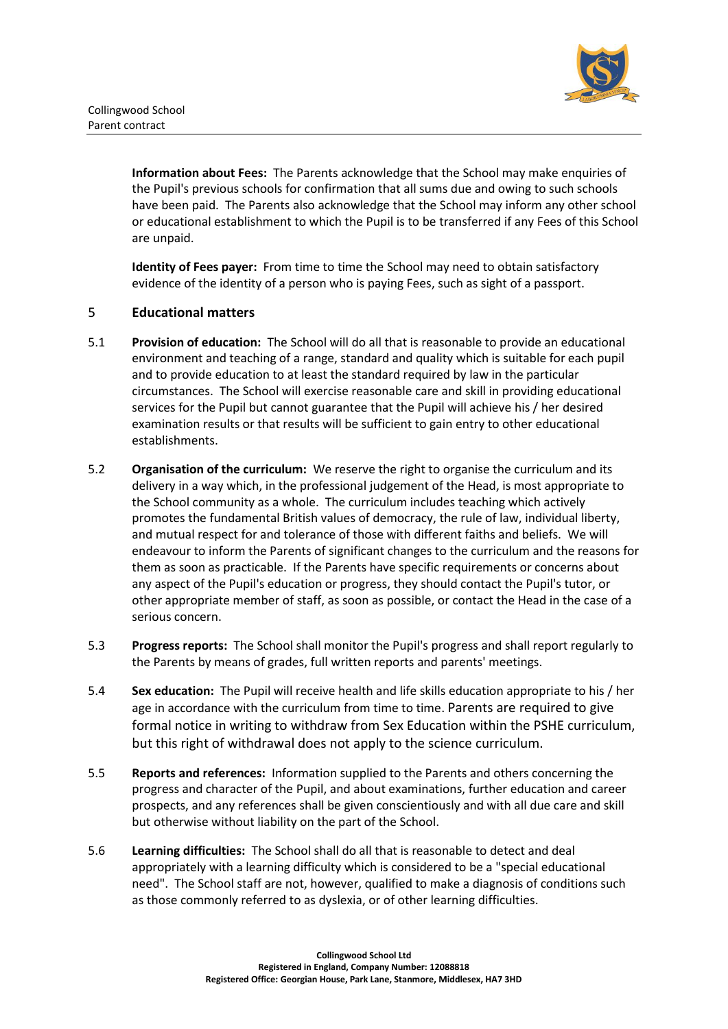**Information about Fees:** The Parents acknowledge that the School may make enquiries of the Pupil's previous schools for confirmation that all sums due and owing to such schools have been paid. The Parents also acknowledge that the School may inform any other school or educational establishment to which the Pupil is to be transferred if any Fees of this School are unpaid.

**Identity of Fees payer:** From time to time the School may need to obtain satisfactory evidence of the identity of a person who is paying Fees, such as sight of a passport.

## 5 Educational matters

5.1 **Provision of education:** The School will do all that is reasonable to provide an educational environment and teaching of a range, standard and quality which is suitable for each pupil and to provide education to at least the standard required by law in the particular circumstances. The School will exercise reasonable care and skill in providing educational services for the Pupil but cannot guarantee that the Pupil will achieve his / her desired examination results or that results will be sufficient to gain entry to other educational establishments.

5.2 **Organisation of the curriculum:** We reserve the right to organise the curriculum and its delivery in a way which, in the professional judgement of the Head, is most appropriate to the School community as a whole. The curriculum includes teaching which actively promotes the fundamental British values of democracy, the rule of law, individual liberty, and mutual respect for and tolerance of those with different faiths and beliefs. We will endeavour to inform the Parents of significant changes to the curriculum and the reasons for them as soon as practicable. If the Parents have specific requirements or concerns about any aspect of the Pupil's education or progress, they should contact the Pupil's tutor, or other appropriate member of staff, as soon as possible, or contact the Head in the case of a serious concern.

5.3 **Progress reports:** The School shall monitor the Pupil's progress and shall report regularly to the Parents by means of grades, full written reports and parents' meetings.

5.4 **Sex education:** The Pupil will receive health and life skills education appropriate to his / her age in accordance with the curriculum from time to time. Parents are required to give formal notice in writing to withdraw from Sex Education within the PSHE curriculum, but this right of withdrawal does not apply to the science curriculum.

5.5 **Reports and references:** Information supplied to the Parents and others concerning the progress and character of the Pupil, and about examinations, further education and career prospects, and any references shall be given conscientiously and with all due care and skill but otherwise without liability on the part of the School.

5.6 **Learning difficulties:** The School shall do all that is reasonable to detect and deal appropriately with a learning difficulty which is considered to be a "special educational need". The School staff are not, however, qualified to make a diagnosis of conditions such as those commonly referred to as dyslexia, or of other learning difficulties.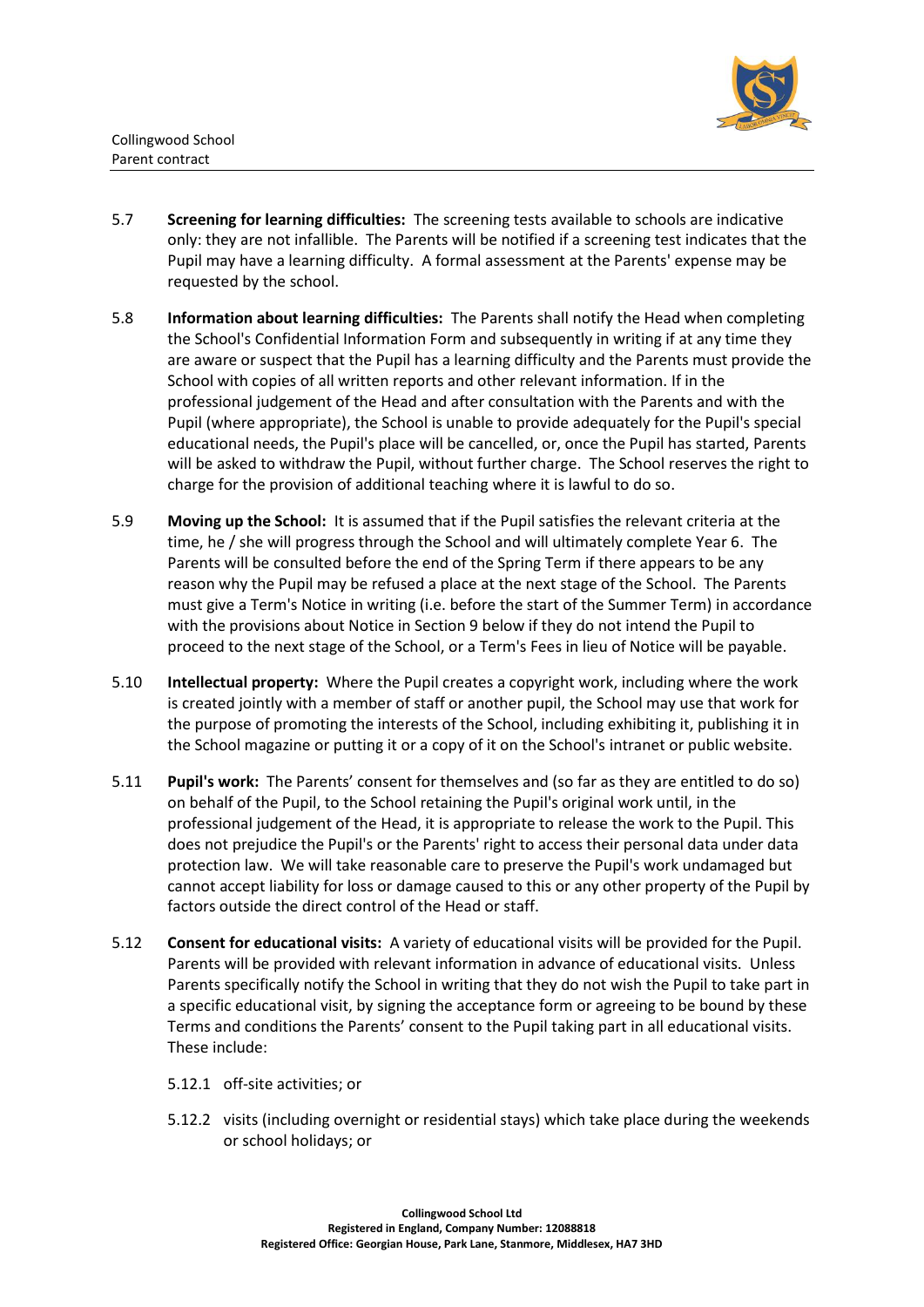5.7 **Screening for learning difficulties:** The screening tests available to schools are indicative only: they are not infallible. The Parents will be notified if a screening test indicates that the Pupil may have a learning difficulty. A formal assessment at the Parents' expense may be requested by the school.

5.8 **Information about learning difficulties:** The Parents shall notify the Head when completing the School's Confidential Information Form and subsequently in writing if at any time they are aware or suspect that the Pupil has a learning difficulty and the Parents must provide the School with copies of all written reports and other relevant information. If in the professional judgement of the Head and after consultation with the Parents and with the Pupil (where appropriate), the School is unable to provide adequately for the Pupil's special educational needs, the Pupil's place will be cancelled, or, once the Pupil has started, Parents will be asked to withdraw the Pupil, without further charge. The School reserves the right to charge for the provision of additional teaching where it is lawful to do so.

5.9 **Moving up the School:** It is assumed that if the Pupil satisfies the relevant criteria at the time, he / she will progress through the School and will ultimately complete Year 6. The Parents will be consulted before the end of the Spring Term if there appears to be any reason why the Pupil may be refused a place at the next stage of the School. The Parents must give a Term's Notice in writing (i.e. before the start of the Summer Term) in accordance with the provisions about Notice in Section 9 below if they do not intend the Pupil to proceed to the next stage of the School, or a Term's Fees in lieu of Notice will be payable.

5.10 **Intellectual property:** Where the Pupil creates a copyright work, including where the work is created jointly with a member of staff or another pupil, the School may use that work for the purpose of promoting the interests of the School, including exhibiting it, publishing it in the School magazine or putting it or a copy of it on the School's intranet or public website.

5.11 **Pupil's work:** The Parents' consent for themselves and (so far as they are entitled to do so) on behalf of the Pupil, to the School retaining the Pupil's original work until, in the professional judgement of the Head, it is appropriate to release the work to the Pupil. This does not prejudice the Pupil's or the Parents' right to access their personal data under data protection law. We will take reasonable care to preserve the Pupil's work undamaged but cannot accept liability for loss or damage caused to this or any other property of the Pupil by factors outside the direct control of the Head or staff.

5.12 **Consent for educational visits:** A variety of educational visits will be provided for the Pupil. Parents will be provided with relevant information in advance of educational visits. Unless Parents specifically notify the School in writing that they do not wish the Pupil to take part in a specific educational visit, by signing the acceptance form or agreeing to be bound by these Terms and conditions the Parents' consent to the Pupil taking part in all educational visits. These include:

5.12.1 off-site activities; or

5.12.2 visits (including overnight or residential stays) which take place during the weekends or school holidays; or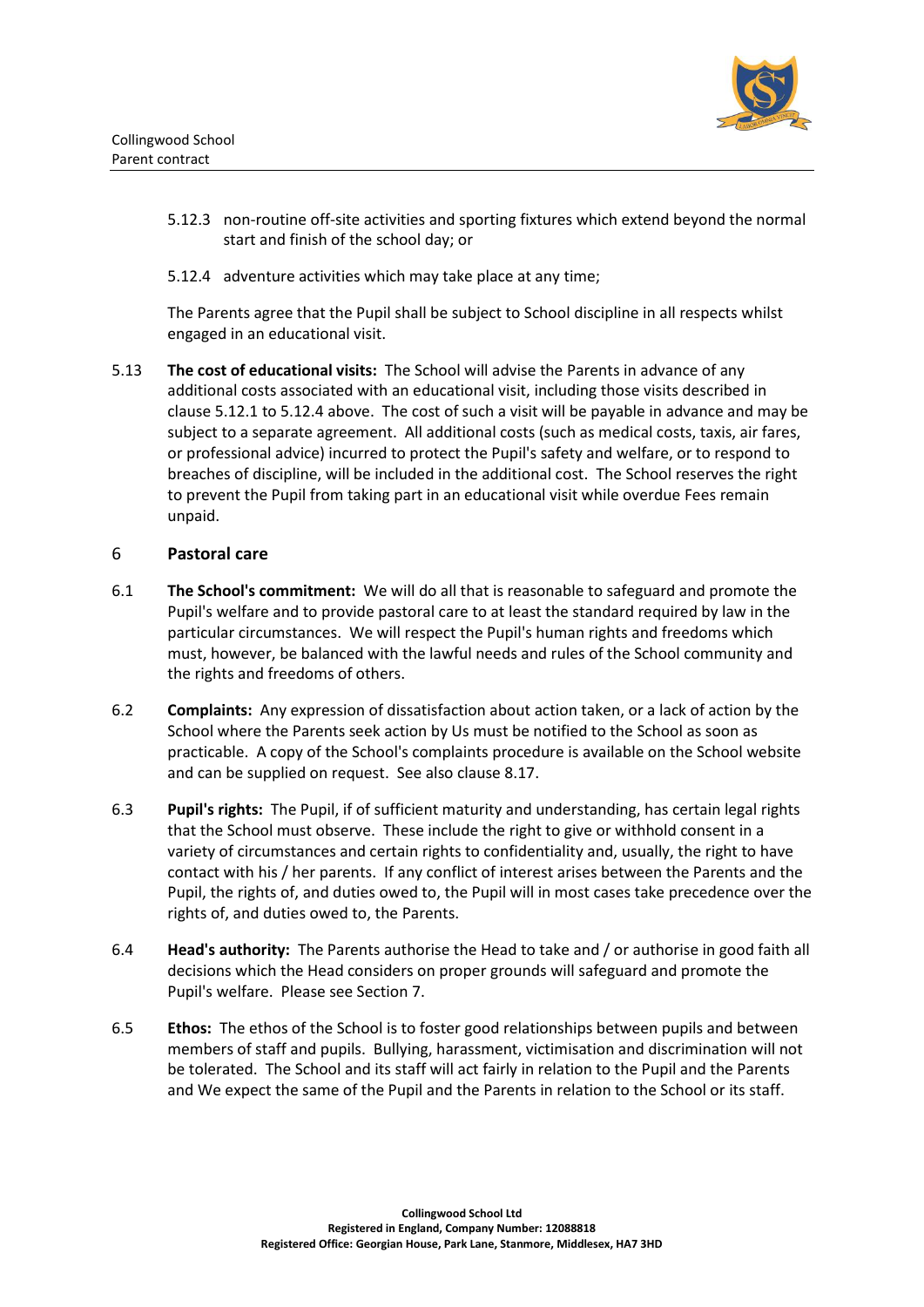5.12.3 non-routine off-site activities and sporting fixtures which extend beyond the normal start and finish of the school day; or

5.12.4 adventure activities which may take place at any time;

The Parents agree that the Pupil shall be subject to School discipline in all respects whilst engaged in an educational visit.

5.13 **The cost of educational visits:** The School will advise the Parents in advance of any additional costs associated with an educational visit, including those visits described in clause 5.12.1 to 5.12.4 above. The cost of such a visit will be payable in advance and may be subject to a separate agreement. All additional costs (such as medical costs, taxis, air fares, or professional advice) incurred to protect the Pupil's safety and welfare, or to respond to breaches of discipline, will be included in the additional cost. The School reserves the right to prevent the Pupil from taking part in an educational visit while overdue Fees remain unpaid.

## 6 Pastoral care

6.1 **The School's commitment:** We will do all that is reasonable to safeguard and promote the Pupil's welfare and to provide pastoral care to at least the standard required by law in the particular circumstances. We will respect the Pupil's human rights and freedoms which must, however, be balanced with the lawful needs and rules of the School community and the rights and freedoms of others.

6.2 **Complaints:** Any expression of dissatisfaction about action taken, or a lack of action by the School where the Parents seek action by Us must be notified to the School as soon as practicable. A copy of the School's complaints procedure is available on the School website and can be supplied on request. See also clause 8.17.

6.3 **Pupil's rights:** The Pupil, if of sufficient maturity and understanding, has certain legal rights that the School must observe. These include the right to give or withhold consent in a variety of circumstances and certain rights to confidentiality and, usually, the right to have contact with his / her parents. If any conflict of interest arises between the Parents and the Pupil, the rights of, and duties owed to, the Pupil will in most cases take precedence over the rights of, and duties owed to, the Parents.

6.4 **Head's authority:** The Parents authorise the Head to take and / or authorise in good faith all decisions which the Head considers on proper grounds will safeguard and promote the Pupil's welfare. Please see Section 7.

6.5 **Ethos:** The ethos of the School is to foster good relationships between pupils and between members of staff and pupils. Bullying, harassment, victimisation and discrimination will not be tolerated. The School and its staff will act fairly in relation to the Pupil and the Parents and We expect the same of the Pupil and the Parents in relation to the School or its staff.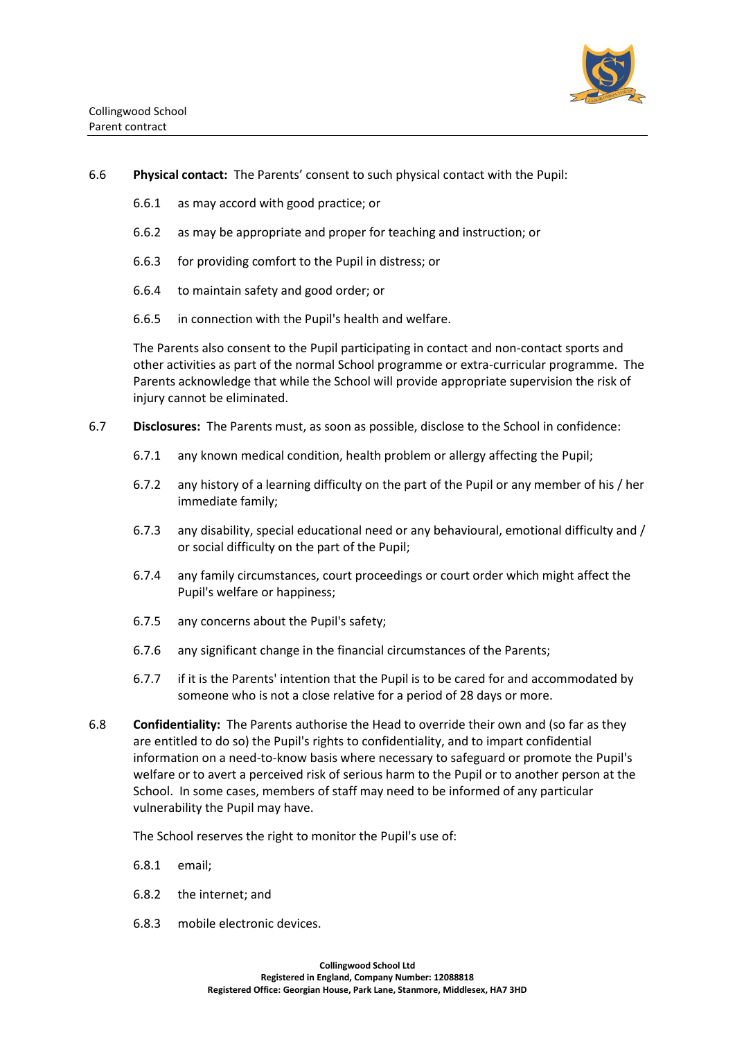6.6 **Physical contact:** The Parents' consent to such physical contact with the Pupil:

6.6.1 as may accord with good practice; or

6.6.2 as may be appropriate and proper for teaching and instruction; or

6.6.3 for providing comfort to the Pupil in distress; or

6.6.4 to maintain safety and good order; or

6.6.5 in connection with the Pupil's health and welfare.

The Parents also consent to the Pupil participating in contact and non-contact sports and other activities as part of the normal School programme or extra-curricular programme. The Parents acknowledge that while the School will provide appropriate supervision the risk of injury cannot be eliminated.

6.7 **Disclosures:** The Parents must, as soon as possible, disclose to the School in confidence:

6.7.1 any known medical condition, health problem or allergy affecting the Pupil;

6.7.2 any history of a learning difficulty on the part of the Pupil or any member of his / her immediate family;

6.7.3 any disability, special educational need or any behavioural, emotional difficulty and / or social difficulty on the part of the Pupil;

6.7.4 any family circumstances, court proceedings or court order which might affect the Pupil's welfare or happiness;

6.7.5 any concerns about the Pupil's safety;

6.7.6 any significant change in the financial circumstances of the Parents;

6.7.7 if it is the Parents' intention that the Pupil is to be cared for and accommodated by someone who is not a close relative for a period of 28 days or more.

6.8 **Confidentiality:** The Parents authorise the Head to override their own and (so far as they are entitled to do so) the Pupil's rights to confidentiality, and to impart confidential information on a need-to-know basis where necessary to safeguard or promote the Pupil's welfare or to avert a perceived risk of serious harm to the Pupil or to another person at the School. In some cases, members of staff may need to be informed of any particular vulnerability the Pupil may have.

The School reserves the right to monitor the Pupil's use of:

6.8.1 email;

6.8.2 the internet; and

6.8.3 mobile electronic devices.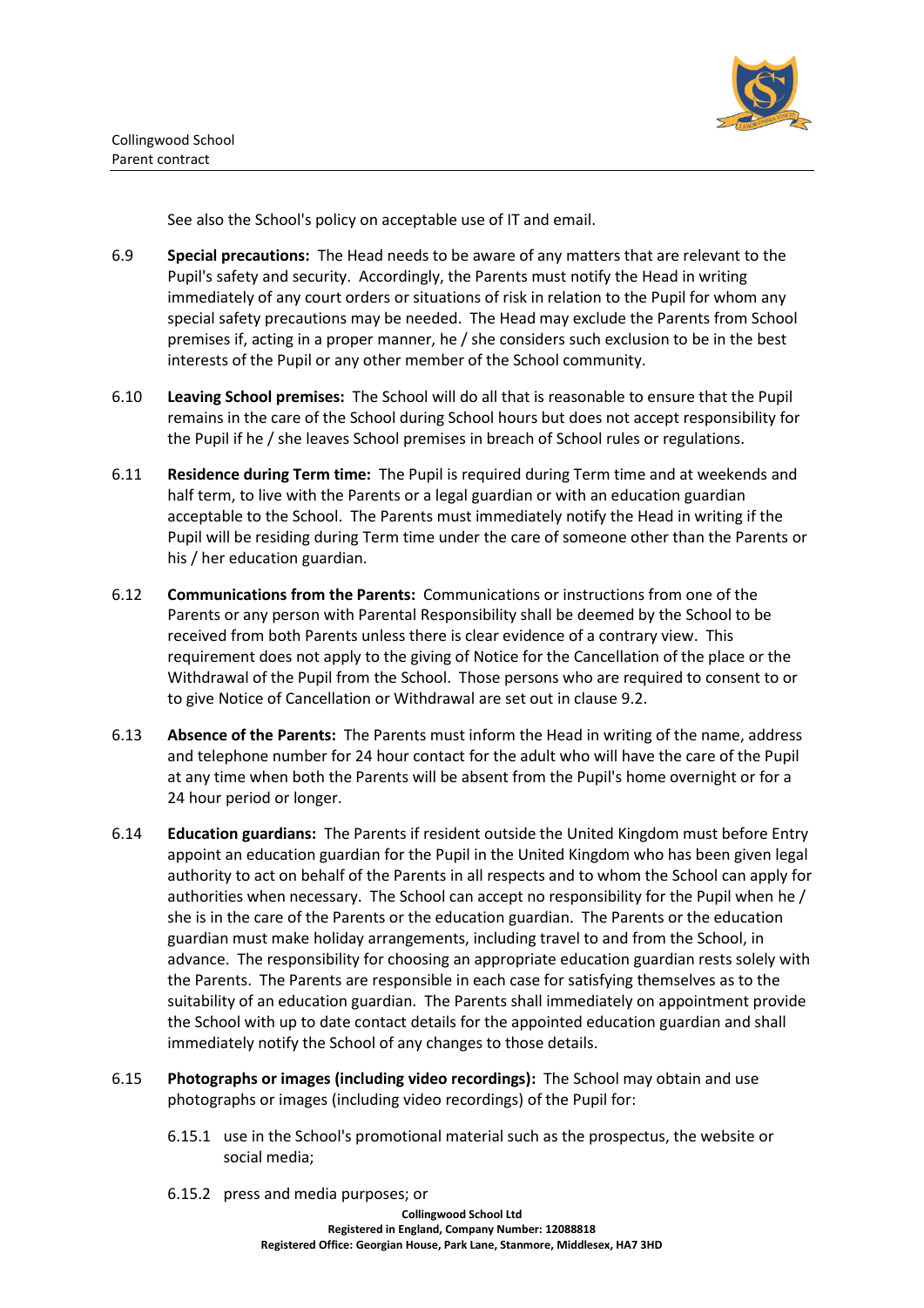See also the School's policy on acceptable use of IT and email.

6.9 **Special precautions:** The Head needs to be aware of any matters that are relevant to the Pupil's safety and security. Accordingly, the Parents must notify the Head in writing immediately of any court orders or situations of risk in relation to the Pupil for whom any special safety precautions may be needed. The Head may exclude the Parents from School premises if, acting in a proper manner, he / she considers such exclusion to be in the best interests of the Pupil or any other member of the School community.

6.10 **Leaving School premises:** The School will do all that is reasonable to ensure that the Pupil remains in the care of the School during School hours but does not accept responsibility for the Pupil if he / she leaves School premises in breach of School rules or regulations.

6.11 **Residence during Term time:** The Pupil is required during Term time and at weekends and half term, to live with the Parents or a legal guardian or with an education guardian acceptable to the School. The Parents must immediately notify the Head in writing if the Pupil will be residing during Term time under the care of someone other than the Parents or his / her education guardian.

6.12 **Communications from the Parents:** Communications or instructions from one of the Parents or any person with Parental Responsibility shall be deemed by the School to be received from both Parents unless there is clear evidence of a contrary view. This requirement does not apply to the giving of Notice for the Cancellation of the place or the Withdrawal of the Pupil from the School. Those persons who are required to consent to or to give Notice of Cancellation or Withdrawal are set out in clause 9.2.

6.13 **Absence of the Parents:** The Parents must inform the Head in writing of the name, address and telephone number for 24 hour contact for the adult who will have the care of the Pupil at any time when both the Parents will be absent from the Pupil's home overnight or for a 24 hour period or longer.

6.14 **Education guardians:** The Parents if resident outside the United Kingdom must before Entry appoint an education guardian for the Pupil in the United Kingdom who has been given legal authority to act on behalf of the Parents in all respects and to whom the School can apply for authorities when necessary. The School can accept no responsibility for the Pupil when he / she is in the care of the Parents or the education guardian. The Parents or the education guardian must make holiday arrangements, including travel to and from the School, in advance. The responsibility for choosing an appropriate education guardian rests solely with the Parents. The Parents are responsible in each case for satisfying themselves as to the suitability of an education guardian. The Parents shall immediately on appointment provide the School with up to date contact details for the appointed education guardian and shall immediately notify the School of any changes to those details.

6.15 **Photographs or images (including video recordings):** The School may obtain and use photographs or images (including video recordings) of the Pupil for:

6.15.1 use in the School's promotional material such as the prospectus, the website or social media;

6.15.2 press and media purposes; or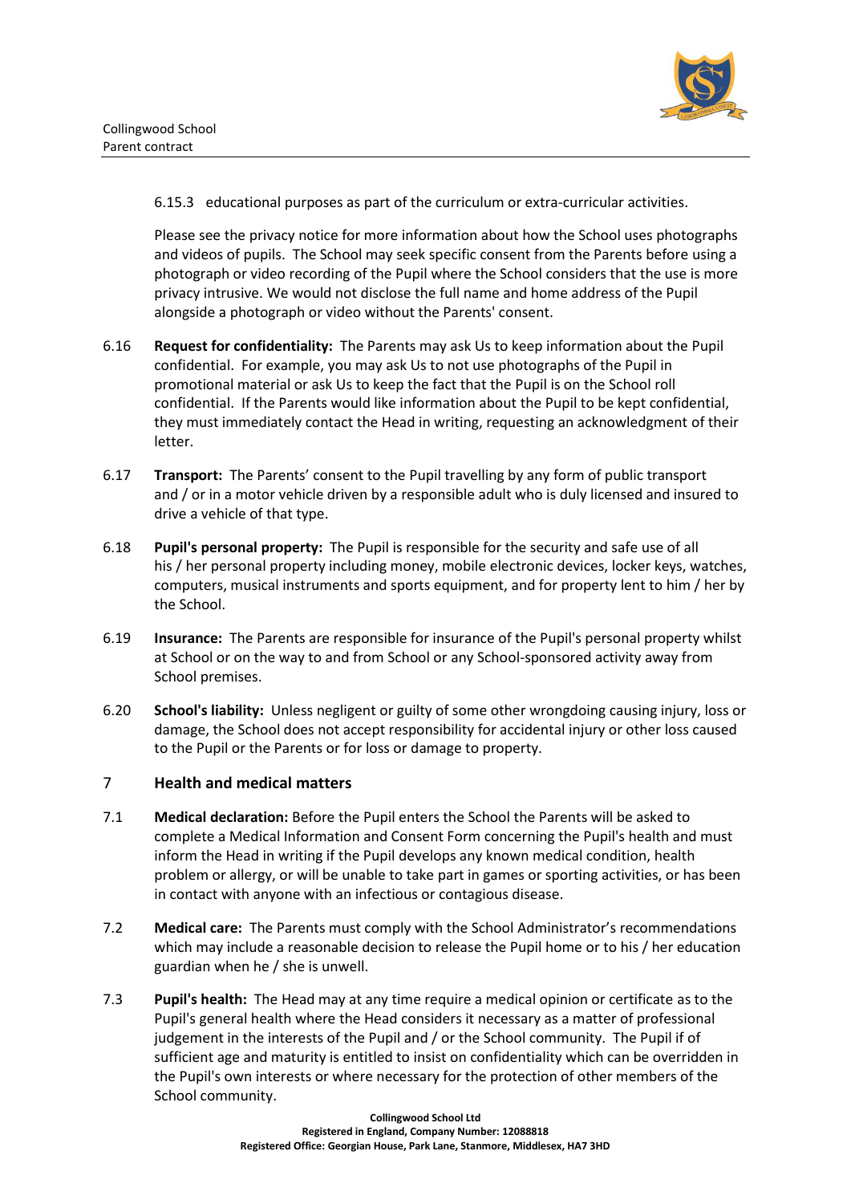6.15.3 educational purposes as part of the curriculum or extra-curricular activities.

Please see the privacy notice for more information about how the School uses photographs and videos of pupils. The School may seek specific consent from the Parents before using a photograph or video recording of the Pupil where the School considers that the use is more privacy intrusive. We would not disclose the full name and home address of the Pupil alongside a photograph or video without the Parents' consent.

6.16 **Request for confidentiality:** The Parents may ask Us to keep information about the Pupil confidential. For example, you may ask Us to not use photographs of the Pupil in promotional material or ask Us to keep the fact that the Pupil is on the School roll confidential. If the Parents would like information about the Pupil to be kept confidential, they must immediately contact the Head in writing, requesting an acknowledgment of their letter.

6.17 **Transport:** The Parents' consent to the Pupil travelling by any form of public transport and / or in a motor vehicle driven by a responsible adult who is duly licensed and insured to drive a vehicle of that type.

6.18 **Pupil's personal property:** The Pupil is responsible for the security and safe use of all his / her personal property including money, mobile electronic devices, locker keys, watches, computers, musical instruments and sports equipment, and for property lent to him / her by the School.

6.19 **Insurance:** The Parents are responsible for insurance of the Pupil's personal property whilst at School or on the way to and from School or any School-sponsored activity away from School premises.

6.20 **School's liability:** Unless negligent or guilty of some other wrongdoing causing injury, loss or damage, the School does not accept responsibility for accidental injury or other loss caused to the Pupil or the Parents or for loss or damage to property.

## 7 Health and medical matters

7.1 **Medical declaration:** Before the Pupil enters the School the Parents will be asked to complete a Medical Information and Consent Form concerning the Pupil's health and must inform the Head in writing if the Pupil develops any known medical condition, health problem or allergy, or will be unable to take part in games or sporting activities, or has been in contact with anyone with an infectious or contagious disease.

7.2 **Medical care:** The Parents must comply with the School Administrator's recommendations which may include a reasonable decision to release the Pupil home or to his / her education guardian when he / she is unwell.

7.3 **Pupil's health:** The Head may at any time require a medical opinion or certificate as to the Pupil's general health where the Head considers it necessary as a matter of professional judgement in the interests of the Pupil and / or the School community. The Pupil if of sufficient age and maturity is entitled to insist on confidentiality which can be overridden in the Pupil's own interests or where necessary for the protection of other members of the School community.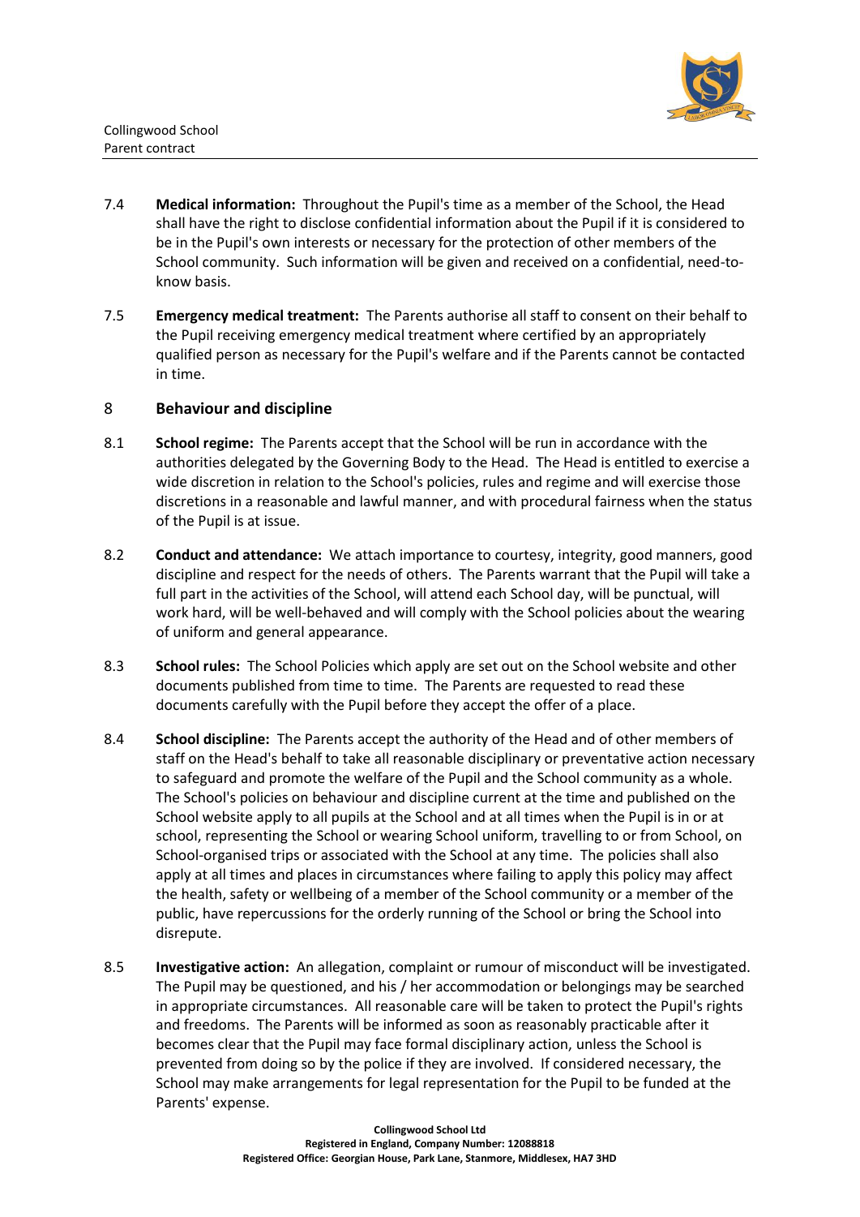7.4 **Medical information:** Throughout the Pupil's time as a member of the School, the Head shall have the right to disclose confidential information about the Pupil if it is considered to be in the Pupil's own interests or necessary for the protection of other members of the School community. Such information will be given and received on a confidential, need-to-know basis.

7.5 **Emergency medical treatment:** The Parents authorise all staff to consent on their behalf to the Pupil receiving emergency medical treatment where certified by an appropriately qualified person as necessary for the Pupil's welfare and if the Parents cannot be contacted in time.

## 8 Behaviour and discipline

8.1 **School regime:** The Parents accept that the School will be run in accordance with the authorities delegated by the Governing Body to the Head. The Head is entitled to exercise a wide discretion in relation to the School's policies, rules and regime and will exercise those discretions in a reasonable and lawful manner, and with procedural fairness when the status of the Pupil is at issue.

8.2 **Conduct and attendance:** We attach importance to courtesy, integrity, good manners, good discipline and respect for the needs of others. The Parents warrant that the Pupil will take a full part in the activities of the School, will attend each School day, will be punctual, will work hard, will be well-behaved and will comply with the School policies about the wearing of uniform and general appearance.

8.3 **School rules:** The School Policies which apply are set out on the School website and other documents published from time to time. The Parents are requested to read these documents carefully with the Pupil before they accept the offer of a place.

8.4 **School discipline:** The Parents accept the authority of the Head and of other members of staff on the Head's behalf to take all reasonable disciplinary or preventative action necessary to safeguard and promote the welfare of the Pupil and the School community as a whole. The School's policies on behaviour and discipline current at the time and published on the School website apply to all pupils at the School and at all times when the Pupil is in or at school, representing the School or wearing School uniform, travelling to or from School, on School-organised trips or associated with the School at any time. The policies shall also apply at all times and places in circumstances where failing to apply this policy may affect the health, safety or wellbeing of a member of the School community or a member of the public, have repercussions for the orderly running of the School or bring the School into disrepute.

8.5 **Investigative action:** An allegation, complaint or rumour of misconduct will be investigated. The Pupil may be questioned, and his / her accommodation or belongings may be searched in appropriate circumstances. All reasonable care will be taken to protect the Pupil's rights and freedoms. The Parents will be informed as soon as reasonably practicable after it becomes clear that the Pupil may face formal disciplinary action, unless the School is prevented from doing so by the police if they are involved. If considered necessary, the School may make arrangements for legal representation for the Pupil to be funded at the Parents' expense.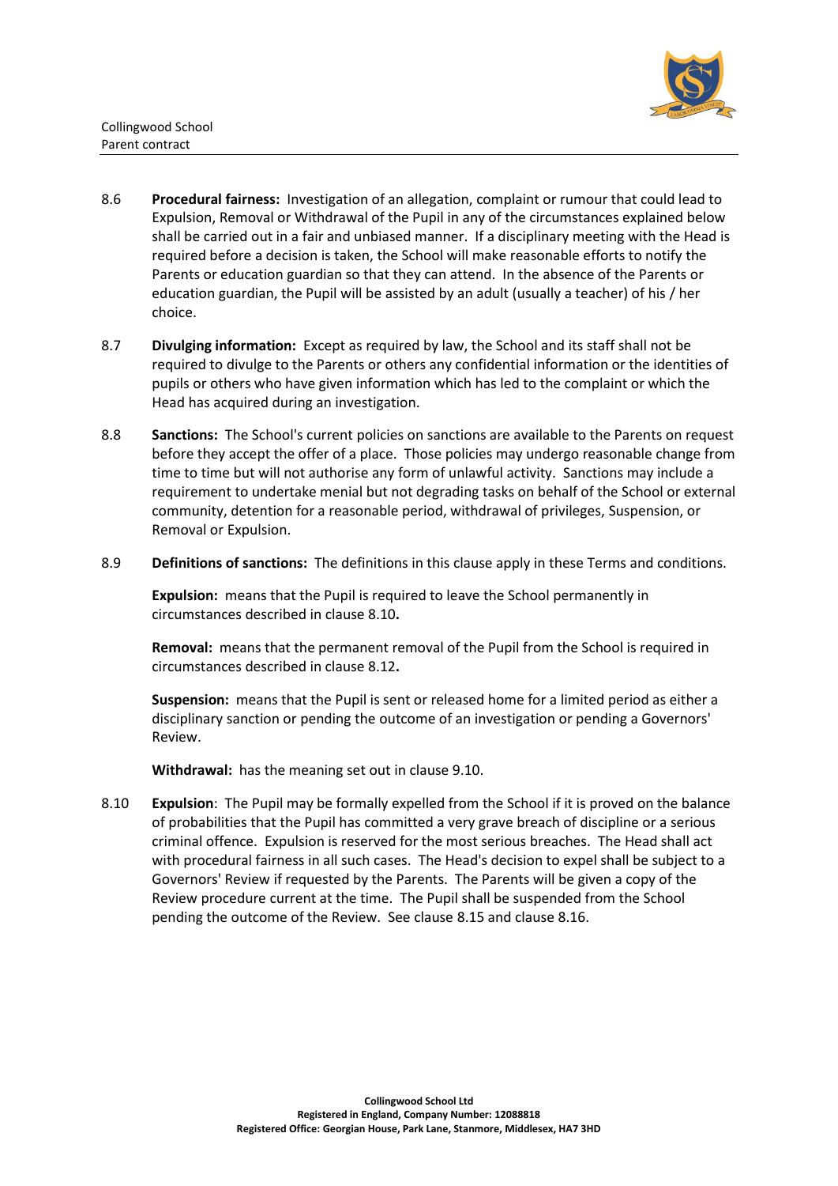8.6 **Procedural fairness:** Investigation of an allegation, complaint or rumour that could lead to Expulsion, Removal or Withdrawal of the Pupil in any of the circumstances explained below shall be carried out in a fair and unbiased manner. If a disciplinary meeting with the Head is required before a decision is taken, the School will make reasonable efforts to notify the Parents or education guardian so that they can attend. In the absence of the Parents or education guardian, the Pupil will be assisted by an adult (usually a teacher) of his / her choice.

8.7 **Divulging information:** Except as required by law, the School and its staff shall not be required to divulge to the Parents or others any confidential information or the identities of pupils or others who have given information which has led to the complaint or which the Head has acquired during an investigation.

8.8 **Sanctions:** The School's current policies on sanctions are available to the Parents on request before they accept the offer of a place. Those policies may undergo reasonable change from time to time but will not authorise any form of unlawful activity. Sanctions may include a requirement to undertake menial but not degrading tasks on behalf of the School or external community, detention for a reasonable period, withdrawal of privileges, Suspension, or Removal or Expulsion.

8.9 **Definitions of sanctions:** The definitions in this clause apply in these Terms and conditions.

**Expulsion:** means that the Pupil is required to leave the School permanently in circumstances described in clause 8.10**.**

**Removal:** means that the permanent removal of the Pupil from the School is required in circumstances described in clause 8.12**.**

**Suspension:** means that the Pupil is sent or released home for a limited period as either a disciplinary sanction or pending the outcome of an investigation or pending a Governors' Review.

**Withdrawal:** has the meaning set out in clause 9.10.

8.10 **Expulsion**: The Pupil may be formally expelled from the School if it is proved on the balance of probabilities that the Pupil has committed a very grave breach of discipline or a serious criminal offence. Expulsion is reserved for the most serious breaches. The Head shall act with procedural fairness in all such cases. The Head's decision to expel shall be subject to a Governors' Review if requested by the Parents. The Parents will be given a copy of the Review procedure current at the time. The Pupil shall be suspended from the School pending the outcome of the Review. See clause 8.15 and clause 8.16.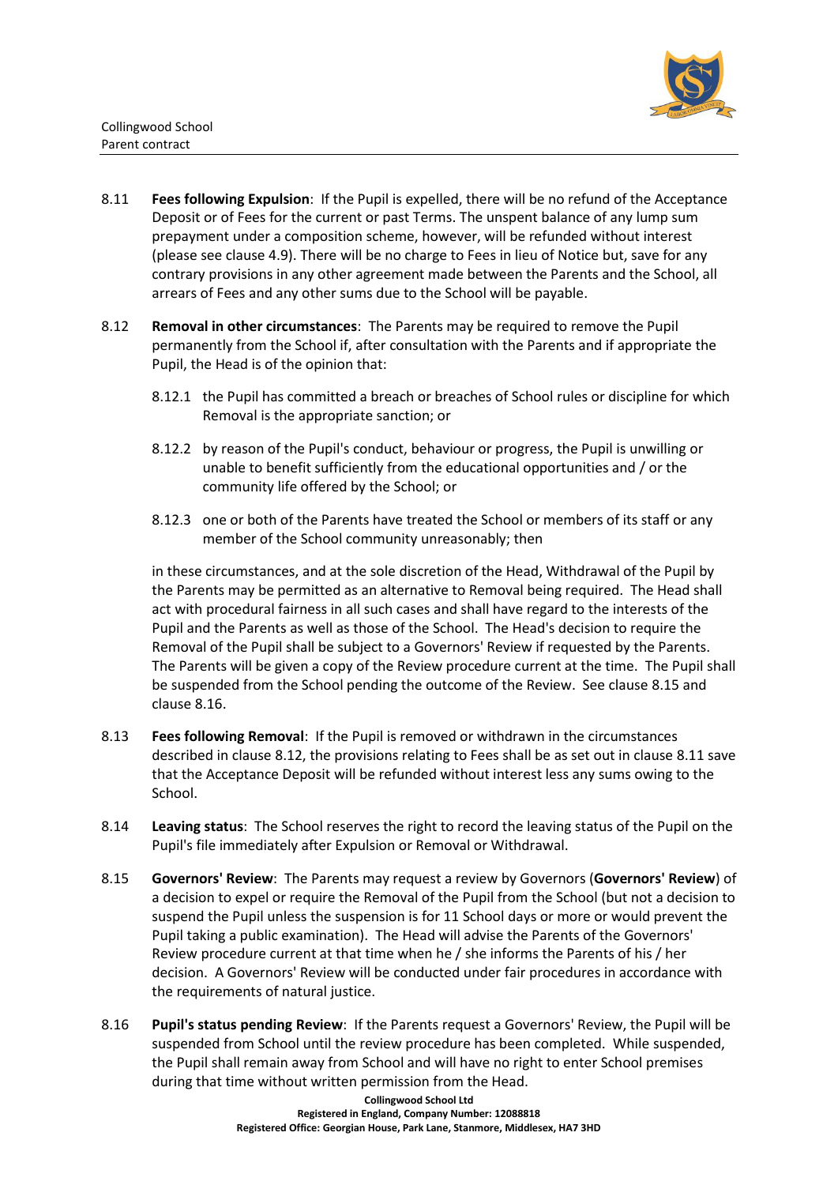8.11 **Fees following Expulsion**: If the Pupil is expelled, there will be no refund of the Acceptance Deposit or of Fees for the current or past Terms. The unspent balance of any lump sum prepayment under a composition scheme, however, will be refunded without interest (please see clause 4.9). There will be no charge to Fees in lieu of Notice but, save for any contrary provisions in any other agreement made between the Parents and the School, all arrears of Fees and any other sums due to the School will be payable.

8.12 **Removal in other circumstances**: The Parents may be required to remove the Pupil permanently from the School if, after consultation with the Parents and if appropriate the Pupil, the Head is of the opinion that:

8.12.1 the Pupil has committed a breach or breaches of School rules or discipline for which Removal is the appropriate sanction; or

8.12.2 by reason of the Pupil's conduct, behaviour or progress, the Pupil is unwilling or unable to benefit sufficiently from the educational opportunities and / or the community life offered by the School; or

8.12.3 one or both of the Parents have treated the School or members of its staff or any member of the School community unreasonably; then

in these circumstances, and at the sole discretion of the Head, Withdrawal of the Pupil by the Parents may be permitted as an alternative to Removal being required. The Head shall act with procedural fairness in all such cases and shall have regard to the interests of the Pupil and the Parents as well as those of the School. The Head's decision to require the Removal of the Pupil shall be subject to a Governors' Review if requested by the Parents. The Parents will be given a copy of the Review procedure current at the time. The Pupil shall be suspended from the School pending the outcome of the Review. See clause 8.15 and clause 8.16.

8.13 **Fees following Removal**: If the Pupil is removed or withdrawn in the circumstances described in clause 8.12, the provisions relating to Fees shall be as set out in clause 8.11 save that the Acceptance Deposit will be refunded without interest less any sums owing to the School.

8.14 **Leaving status**: The School reserves the right to record the leaving status of the Pupil on the Pupil's file immediately after Expulsion or Removal or Withdrawal.

8.15 **Governors' Review**: The Parents may request a review by Governors (**Governors' Review**) of a decision to expel or require the Removal of the Pupil from the School (but not a decision to suspend the Pupil unless the suspension is for 11 School days or more or would prevent the Pupil taking a public examination). The Head will advise the Parents of the Governors' Review procedure current at that time when he / she informs the Parents of his / her decision. A Governors' Review will be conducted under fair procedures in accordance with the requirements of natural justice.

8.16 **Pupil's status pending Review**: If the Parents request a Governors' Review, the Pupil will be suspended from School until the review procedure has been completed. While suspended, the Pupil shall remain away from School and will have no right to enter School premises during that time without written permission from the Head.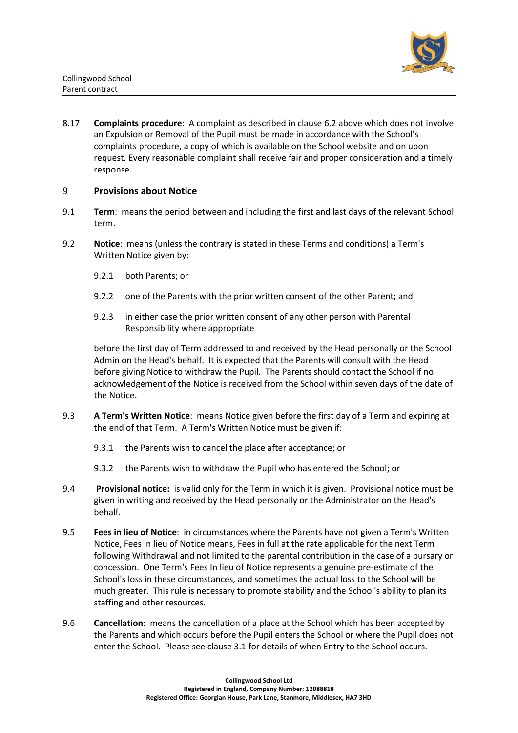8.17 **Complaints procedure**: A complaint as described in clause 6.2 above which does not involve an Expulsion or Removal of the Pupil must be made in accordance with the School's complaints procedure, a copy of which is available on the School website and on upon request. Every reasonable complaint shall receive fair and proper consideration and a timely response.

## 9 Provisions about Notice

9.1 **Term**: means the period between and including the first and last days of the relevant School term.

9.2 **Notice**: means (unless the contrary is stated in these Terms and conditions) a Term's Written Notice given by:

9.2.1 both Parents; or

9.2.2 one of the Parents with the prior written consent of the other Parent; and

9.2.3 in either case the prior written consent of any other person with Parental Responsibility where appropriate

before the first day of Term addressed to and received by the Head personally or the School Admin on the Head's behalf. It is expected that the Parents will consult with the Head before giving Notice to withdraw the Pupil. The Parents should contact the School if no acknowledgement of the Notice is received from the School within seven days of the date of the Notice.

9.3 **A Term's Written Notice**: means Notice given before the first day of a Term and expiring at the end of that Term. A Term's Written Notice must be given if:

9.3.1 the Parents wish to cancel the place after acceptance; or

9.3.2 the Parents wish to withdraw the Pupil who has entered the School; or

9.4 **Provisional notice:** is valid only for the Term in which it is given. Provisional notice must be given in writing and received by the Head personally or the Administrator on the Head's behalf.

9.5 **Fees in lieu of Notice**: in circumstances where the Parents have not given a Term's Written Notice, Fees in lieu of Notice means, Fees in full at the rate applicable for the next Term following Withdrawal and not limited to the parental contribution in the case of a bursary or concession. One Term's Fees In lieu of Notice represents a genuine pre-estimate of the School's loss in these circumstances, and sometimes the actual loss to the School will be much greater. This rule is necessary to promote stability and the School's ability to plan its staffing and other resources.

9.6 **Cancellation:** means the cancellation of a place at the School which has been accepted by the Parents and which occurs before the Pupil enters the School or where the Pupil does not enter the School. Please see clause 3.1 for details of when Entry to the School occurs.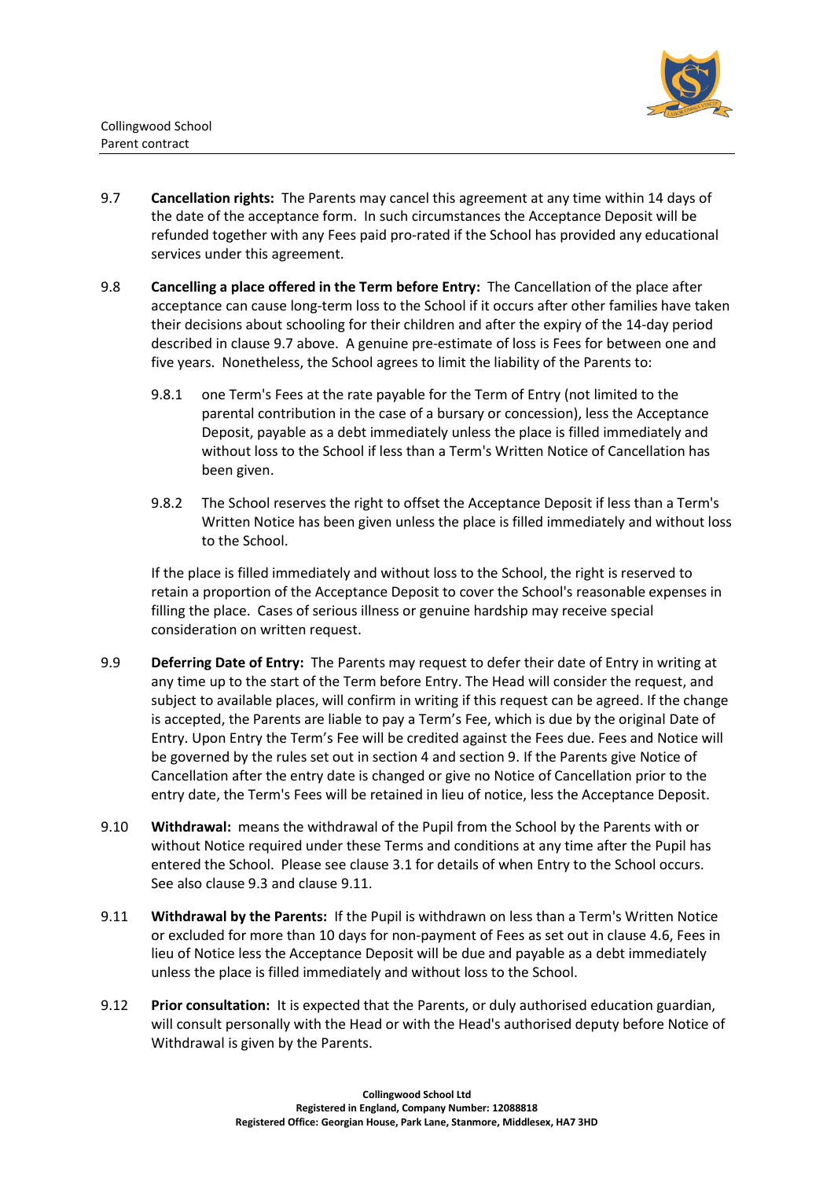9.7 **Cancellation rights:** The Parents may cancel this agreement at any time within 14 days of the date of the acceptance form. In such circumstances the Acceptance Deposit will be refunded together with any Fees paid pro-rated if the School has provided any educational services under this agreement.

9.8 **Cancelling a place offered in the Term before Entry:** The Cancellation of the place after acceptance can cause long-term loss to the School if it occurs after other families have taken their decisions about schooling for their children and after the expiry of the 14-day period described in clause 9.7 above. A genuine pre-estimate of loss is Fees for between one and five years. Nonetheless, the School agrees to limit the liability of the Parents to:

9.8.1 one Term's Fees at the rate payable for the Term of Entry (not limited to the parental contribution in the case of a bursary or concession), less the Acceptance Deposit, payable as a debt immediately unless the place is filled immediately and without loss to the School if less than a Term's Written Notice of Cancellation has been given.

9.8.2 The School reserves the right to offset the Acceptance Deposit if less than a Term's Written Notice has been given unless the place is filled immediately and without loss to the School.

If the place is filled immediately and without loss to the School, the right is reserved to retain a proportion of the Acceptance Deposit to cover the School's reasonable expenses in filling the place. Cases of serious illness or genuine hardship may receive special consideration on written request.

9.9 **Deferring Date of Entry:** The Parents may request to defer their date of Entry in writing at any time up to the start of the Term before Entry. The Head will consider the request, and subject to available places, will confirm in writing if this request can be agreed. If the change is accepted, the Parents are liable to pay a Term's Fee, which is due by the original Date of Entry. Upon Entry the Term's Fee will be credited against the Fees due. Fees and Notice will be governed by the rules set out in section 4 and section 9. If the Parents give Notice of Cancellation after the entry date is changed or give no Notice of Cancellation prior to the entry date, the Term's Fees will be retained in lieu of notice, less the Acceptance Deposit.

9.10 **Withdrawal:** means the withdrawal of the Pupil from the School by the Parents with or without Notice required under these Terms and conditions at any time after the Pupil has entered the School. Please see clause 3.1 for details of when Entry to the School occurs. See also clause 9.3 and clause 9.11.

9.11 **Withdrawal by the Parents:** If the Pupil is withdrawn on less than a Term's Written Notice or excluded for more than 10 days for non-payment of Fees as set out in clause 4.6, Fees in lieu of Notice less the Acceptance Deposit will be due and payable as a debt immediately unless the place is filled immediately and without loss to the School.

9.12 **Prior consultation:** It is expected that the Parents, or duly authorised education guardian, will consult personally with the Head or with the Head's authorised deputy before Notice of Withdrawal is given by the Parents.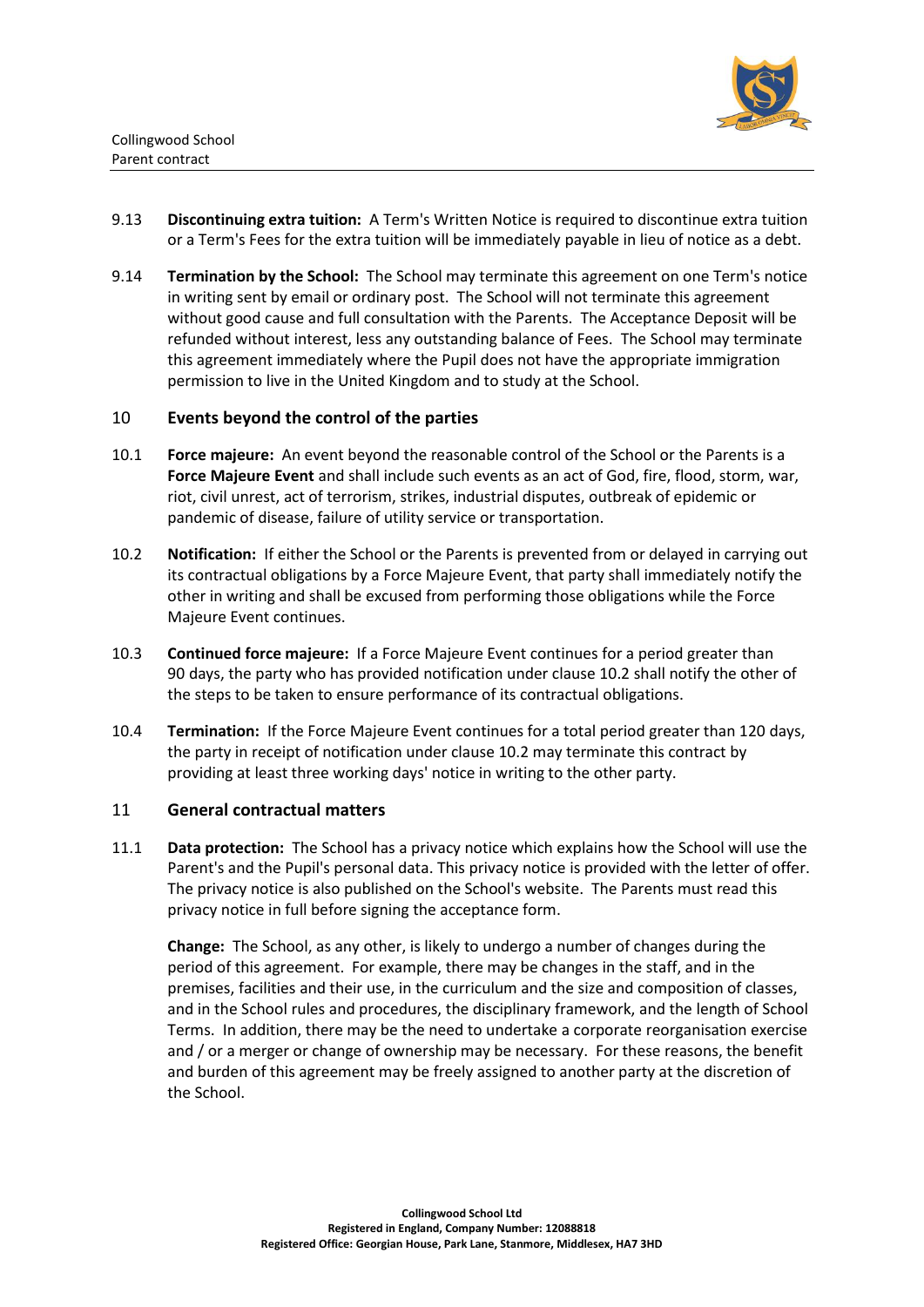9.13 **Discontinuing extra tuition:** A Term's Written Notice is required to discontinue extra tuition or a Term's Fees for the extra tuition will be immediately payable in lieu of notice as a debt.

9.14 **Termination by the School:** The School may terminate this agreement on one Term's notice in writing sent by email or ordinary post. The School will not terminate this agreement without good cause and full consultation with the Parents. The Acceptance Deposit will be refunded without interest, less any outstanding balance of Fees. The School may terminate this agreement immediately where the Pupil does not have the appropriate immigration permission to live in the United Kingdom and to study at the School.

## 10 Events beyond the control of the parties

10.1 **Force majeure:** An event beyond the reasonable control of the School or the Parents is a **Force Majeure Event** and shall include such events as an act of God, fire, flood, storm, war, riot, civil unrest, act of terrorism, strikes, industrial disputes, outbreak of epidemic or pandemic of disease, failure of utility service or transportation.

10.2 **Notification:** If either the School or the Parents is prevented from or delayed in carrying out its contractual obligations by a Force Majeure Event, that party shall immediately notify the other in writing and shall be excused from performing those obligations while the Force Majeure Event continues.

10.3 **Continued force majeure:** If a Force Majeure Event continues for a period greater than 90 days, the party who has provided notification under clause 10.2 shall notify the other of the steps to be taken to ensure performance of its contractual obligations.

10.4 **Termination:** If the Force Majeure Event continues for a total period greater than 120 days, the party in receipt of notification under clause 10.2 may terminate this contract by providing at least three working days' notice in writing to the other party.

## 11 General contractual matters

11.1 **Data protection:** The School has a privacy notice which explains how the School will use the Parent's and the Pupil's personal data. This privacy notice is provided with the letter of offer. The privacy notice is also published on the School's website. The Parents must read this privacy notice in full before signing the acceptance form.

**Change:** The School, as any other, is likely to undergo a number of changes during the period of this agreement. For example, there may be changes in the staff, and in the premises, facilities and their use, in the curriculum and the size and composition of classes, and in the School rules and procedures, the disciplinary framework, and the length of School Terms. In addition, there may be the need to undertake a corporate reorganisation exercise and / or a merger or change of ownership may be necessary. For these reasons, the benefit and burden of this agreement may be freely assigned to another party at the discretion of the School.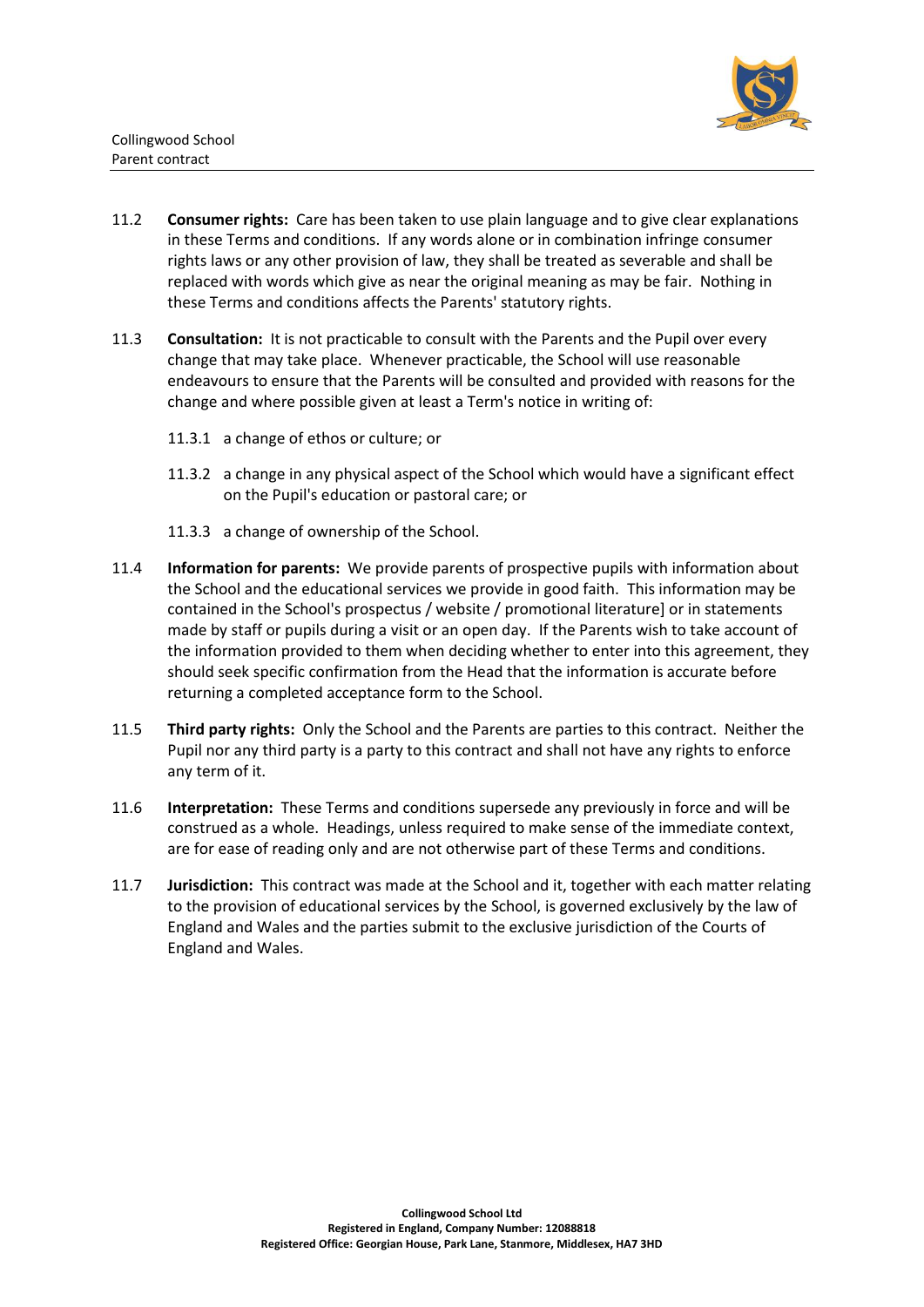11.2 **Consumer rights:** Care has been taken to use plain language and to give clear explanations in these Terms and conditions. If any words alone or in combination infringe consumer rights laws or any other provision of law, they shall be treated as severable and shall be replaced with words which give as near the original meaning as may be fair. Nothing in these Terms and conditions affects the Parents' statutory rights.

11.3 **Consultation:** It is not practicable to consult with the Parents and the Pupil over every change that may take place. Whenever practicable, the School will use reasonable endeavours to ensure that the Parents will be consulted and provided with reasons for the change and where possible given at least a Term's notice in writing of:

11.3.1 a change of ethos or culture; or

11.3.2 a change in any physical aspect of the School which would have a significant effect on the Pupil's education or pastoral care; or

11.3.3 a change of ownership of the School.

11.4 **Information for parents:** We provide parents of prospective pupils with information about the School and the educational services we provide in good faith. This information may be contained in the School's prospectus / website / promotional literature] or in statements made by staff or pupils during a visit or an open day. If the Parents wish to take account of the information provided to them when deciding whether to enter into this agreement, they should seek specific confirmation from the Head that the information is accurate before returning a completed acceptance form to the School.

11.5 **Third party rights:** Only the School and the Parents are parties to this contract. Neither the Pupil nor any third party is a party to this contract and shall not have any rights to enforce any term of it.

11.6 **Interpretation:** These Terms and conditions supersede any previously in force and will be construed as a whole. Headings, unless required to make sense of the immediate context, are for ease of reading only and are not otherwise part of these Terms and conditions.

11.7 **Jurisdiction:** This contract was made at the School and it, together with each matter relating to the provision of educational services by the School, is governed exclusively by the law of England and Wales and the parties submit to the exclusive jurisdiction of the Courts of England and Wales.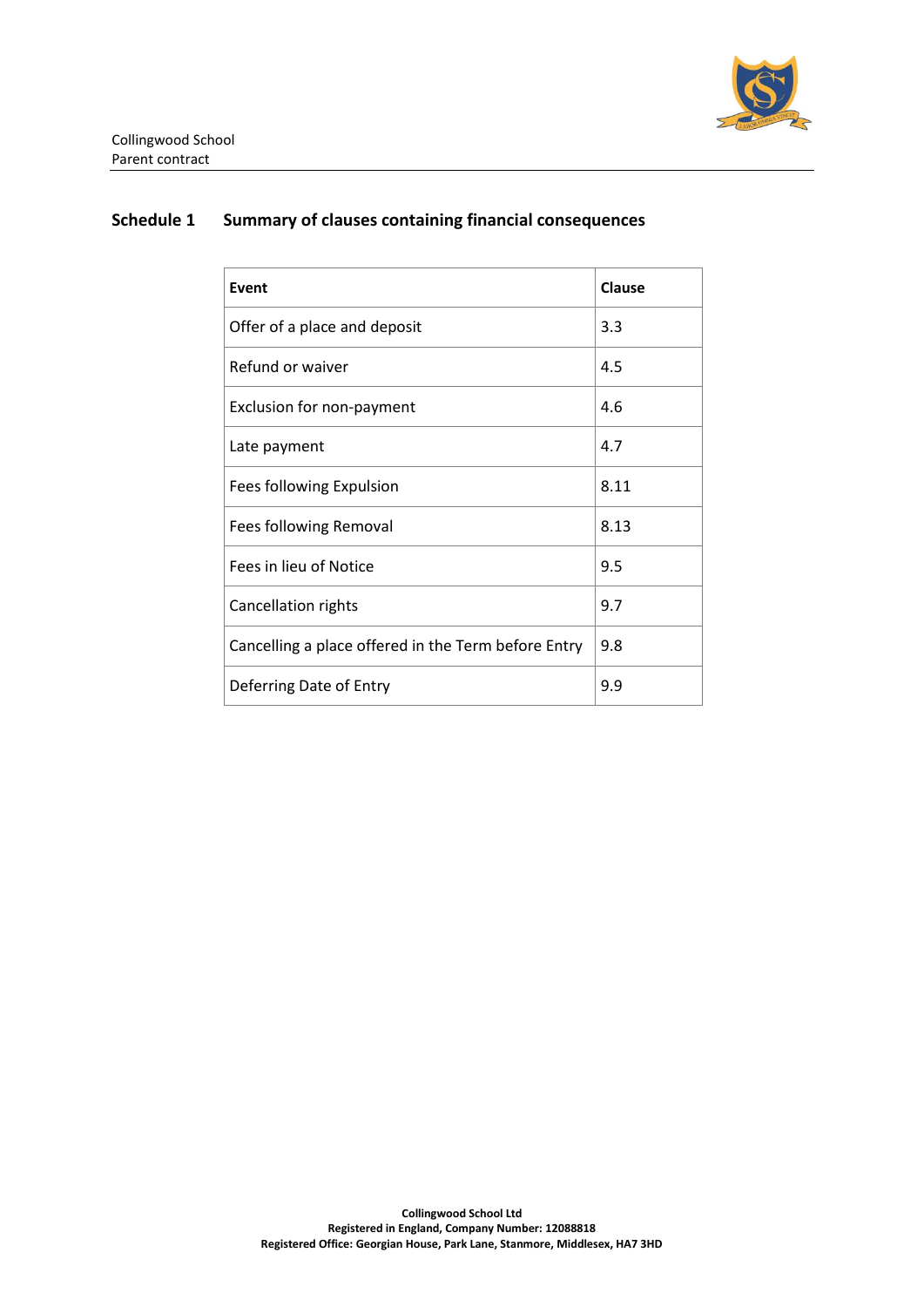## Schedule 1 Summary of clauses containing financial consequences

| Event | Clause |
| --- | --- |
| Offer of a place and deposit | 3.3 |
| Refund or waiver | 4.5 |
| Exclusion for non-payment | 4.6 |
| Late payment | 4.7 |
| Fees following Expulsion | 8.11 |
| Fees following Removal | 8.13 |
| Fees in lieu of Notice | 9.5 |
| Cancellation rights | 9.7 |
| Cancelling a place offered in the Term before Entry | 9.8 |
| Deferring Date of Entry | 9.9 |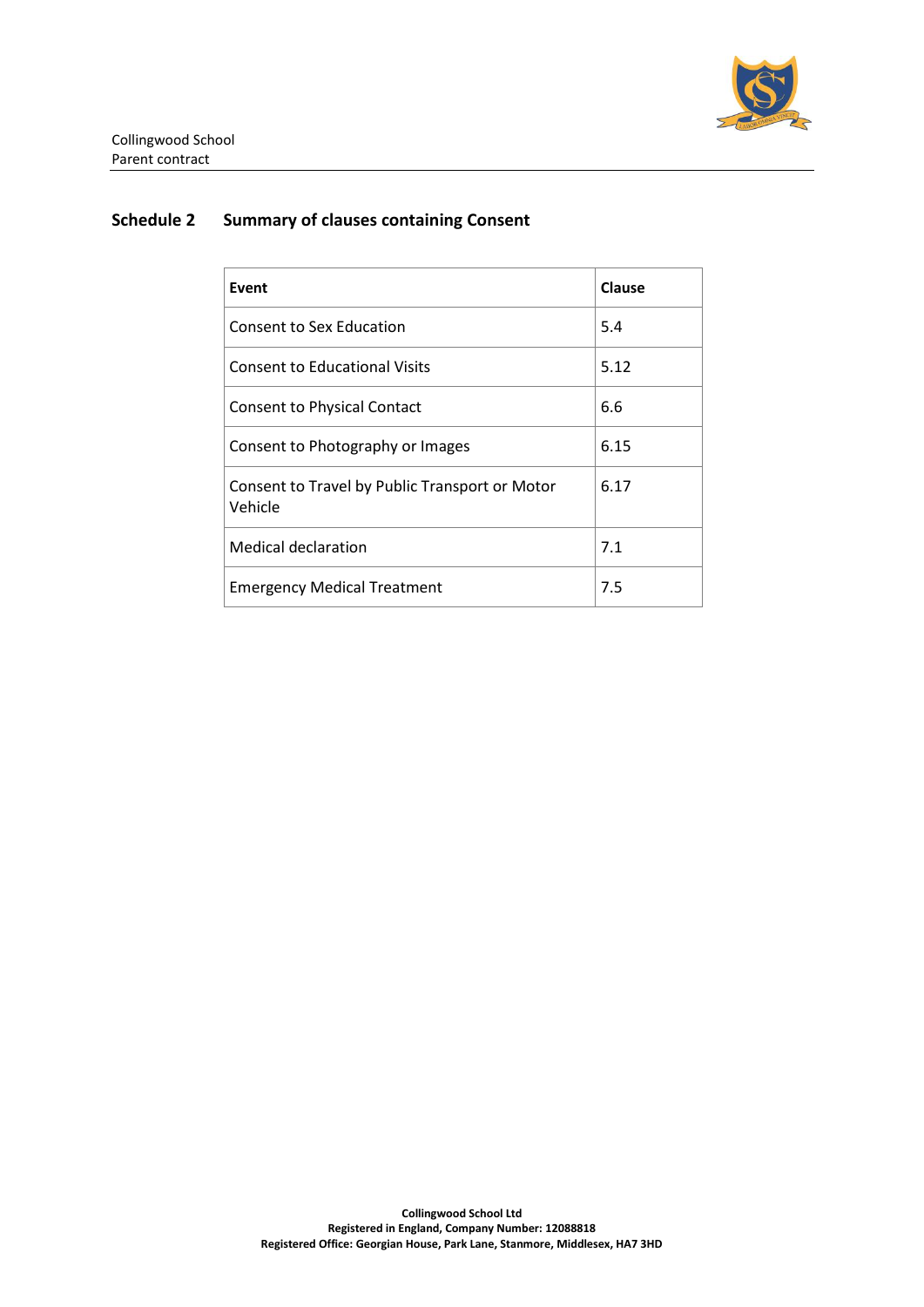## Schedule 2 Summary of clauses containing Consent

| Event | Clause |
|---|---|
| Consent to Sex Education | 5.4 |
| Consent to Educational Visits | 5.12 |
| Consent to Physical Contact | 6.6 |
| Consent to Photography or Images | 6.15 |
| Consent to Travel by Public Transport or Motor Vehicle | 6.17 |
| Medical declaration | 7.1 |
| Emergency Medical Treatment | 7.5 |